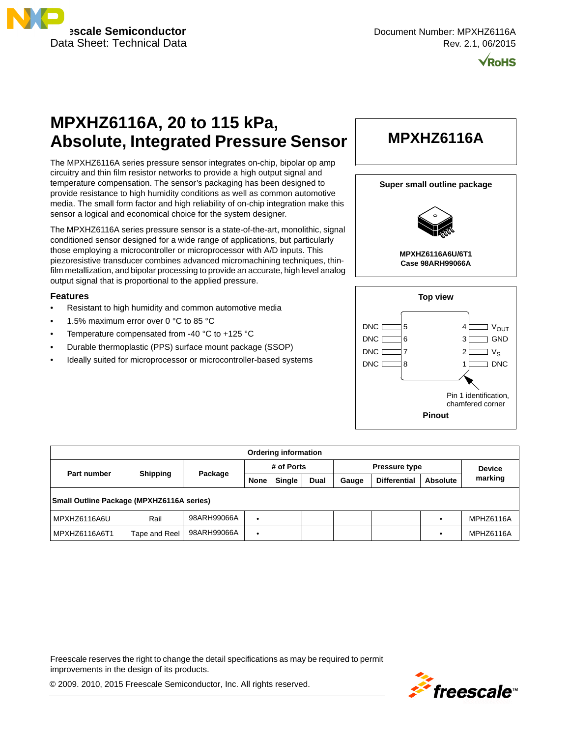Freescale Semiconductor
Data Sheet: Technical Data

Document Number: MPXHZ6116A
Rev. 2.1, 06/2015

# MPXHZ6116A, 20 to 115 kPa, Absolute, Integrated Pressure Sensor

The MPXHZ6116A series pressure sensor integrates on-chip, bipolar op amp circuitry and thin film resistor networks to provide a high output signal and temperature compensation. The sensor's packaging has been designed to provide resistance to high humidity conditions as well as common automotive media. The small form factor and high reliability of on-chip integration make this sensor a logical and economical choice for the system designer.

The MPXHZ6116A series pressure sensor is a state-of-the-art, monolithic, signal conditioned sensor designed for a wide range of applications, but particularly those employing a microcontroller or microprocessor with A/D inputs. This piezoresistive transducer combines advanced micromachining techniques, thin-film metallization, and bipolar processing to provide an accurate, high level analog output signal that is proportional to the applied pressure.

## Features

- Resistant to high humidity and common automotive media
- 1.5% maximum error over 0 °C to 85 °C
- Temperature compensated from -40 °C to +125 °C
- Durable thermoplastic (PPS) surface mount package (SSOP)
- Ideally suited for microprocessor or microcontroller-based systems

**MPXHZ6116A**

**Super small outline package**

**MPXHZ6116A6U/6T1**
**Case 98ARH99066A**

**Top view**

| Pin | Name | Pin | Name |
|---|---|---|---|
| 5 | DNC | 4 | $V_{OUT}$ |
| 6 | DNC | 3 | GND |
| 7 | DNC | 2 | $V_S$ |
| 8 | DNC | 1 | DNC |

Pin 1 identification, chamfered corner

**Pinout**

| Ordering information | | | | | | | | | |
|---|---|---|---|---|---|---|---|---|---|
| Part number | Shipping | Package | # of Ports | | | Pressure type | | | Device marking |
| | | | None | Single | Dual | Gauge | Differential | Absolute | |
| **Small Outline Package (MPXHZ6116A series)** | | | | | | | | | |
| MPXHZ6116A6U | Rail | 98ARH99066A | • | | | | | • | MPHZ6116A |
| MPXHZ6116A6T1 | Tape and Reel | 98ARH99066A | • | | | | | • | MPHZ6116A |

Freescale reserves the right to change the detail specifications as may be required to permit improvements in the design of its products.

© 2009. 2010, 2015 Freescale Semiconductor, Inc. All rights reserved.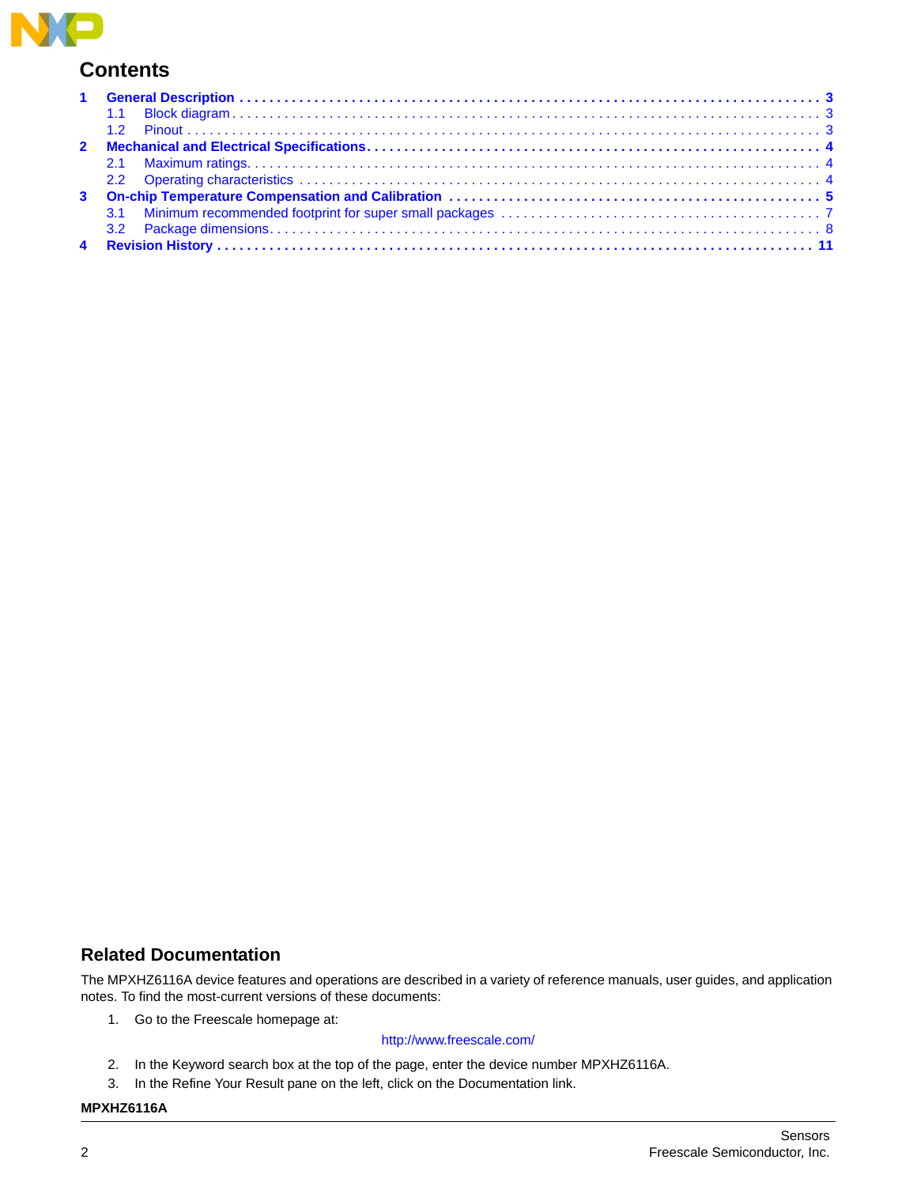## Contents

1 General Description . . . . . . . . . . . . . . . . . . . . . . . . . . . . . . . . . . . . . . . . . . . . . . . . . . . . . . . . . . . . . . . . . . . . . . . . . . 3
  1.1 Block diagram . . . . . . . . . . . . . . . . . . . . . . . . . . . . . . . . . . . . . . . . . . . . . . . . . . . . . . . . . . . . . . . . . . . . . . . . . . . 3
  1.2 Pinout . . . . . . . . . . . . . . . . . . . . . . . . . . . . . . . . . . . . . . . . . . . . . . . . . . . . . . . . . . . . . . . . . . . . . . . . . . . . . . . . 3
2 Mechanical and Electrical Specifications. . . . . . . . . . . . . . . . . . . . . . . . . . . . . . . . . . . . . . . . . . . . . . . . . . . . . . . . 4
  2.1 Maximum ratings. . . . . . . . . . . . . . . . . . . . . . . . . . . . . . . . . . . . . . . . . . . . . . . . . . . . . . . . . . . . . . . . . . . . . . . . . 4
  2.2 Operating characteristics . . . . . . . . . . . . . . . . . . . . . . . . . . . . . . . . . . . . . . . . . . . . . . . . . . . . . . . . . . . . . . . . . 4
3 On-chip Temperature Compensation and Calibration . . . . . . . . . . . . . . . . . . . . . . . . . . . . . . . . . . . . . . . . . . . . . . 5
  3.1 Minimum recommended footprint for super small packages . . . . . . . . . . . . . . . . . . . . . . . . . . . . . . . . . . . . . . . . 7
  3.2 Package dimensions. . . . . . . . . . . . . . . . . . . . . . . . . . . . . . . . . . . . . . . . . . . . . . . . . . . . . . . . . . . . . . . . . . . . . . 8
4 Revision History . . . . . . . . . . . . . . . . . . . . . . . . . . . . . . . . . . . . . . . . . . . . . . . . . . . . . . . . . . . . . . . . . . . . . . . . . . 11

## Related Documentation

The MPXHZ6116A device features and operations are described in a variety of reference manuals, user guides, and application notes. To find the most-current versions of these documents:

1. Go to the Freescale homepage at:

   http://www.freescale.com/

2. In the Keyword search box at the top of the page, enter the device number MPXHZ6116A.
3. In the Refine Your Result pane on the left, click on the Documentation link.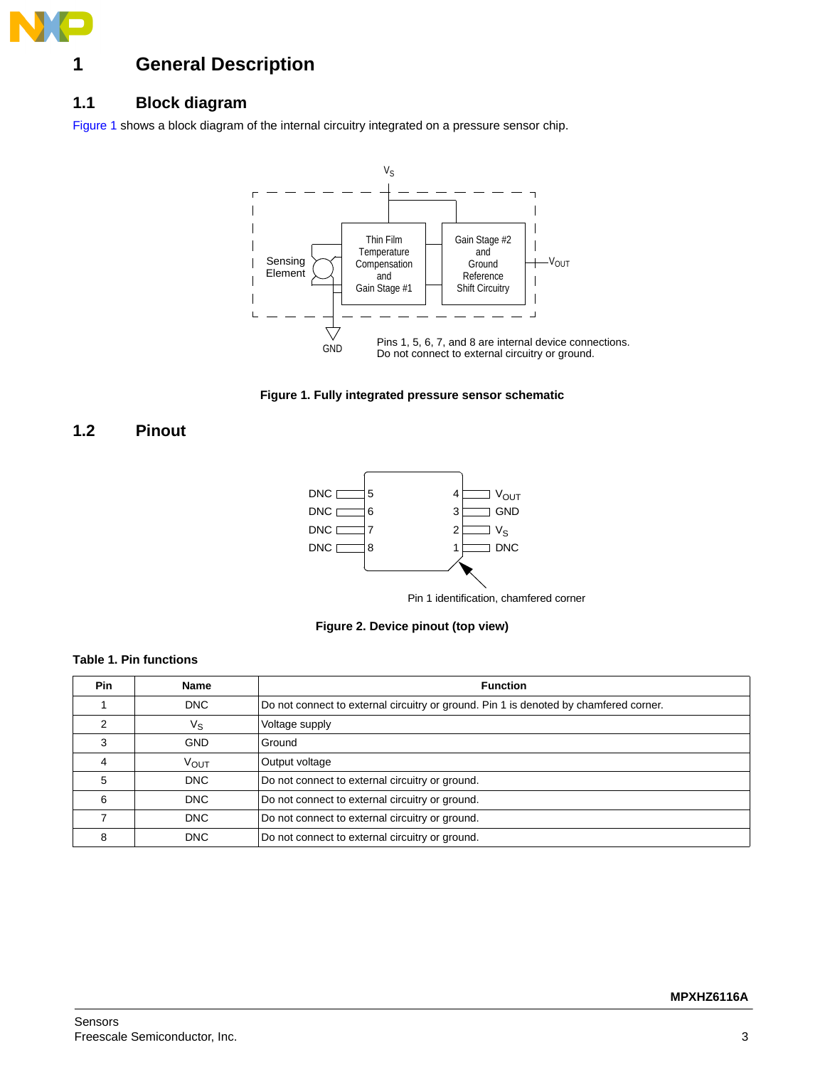# 1 General Description

## 1.1 Block diagram

Figure 1 shows a block diagram of the internal circuitry integrated on a pressure sensor chip.

$V_S$

Sensing Element

Thin Film Temperature Compensation and Gain Stage #1

Gain Stage #2 and Ground Reference Shift Circuitry

$V_{OUT}$

GND

Pins 1, 5, 6, 7, and 8 are internal device connections.
Do not connect to external circuitry or ground.

**Figure 1. Fully integrated pressure sensor schematic**

## 1.2 Pinout

DNC 5 | 4 $V_{OUT}$
DNC 6 | 3 GND
DNC 7 | 2 $V_S$
DNC 8 | 1 DNC

Pin 1 identification, chamfered corner

**Figure 2. Device pinout (top view)**

**Table 1. Pin functions**

| Pin | Name | Function |
|---|---|---|
| 1 | DNC | Do not connect to external circuitry or ground. Pin 1 is denoted by chamfered corner. |
| 2 | $V_S$ | Voltage supply |
| 3 | GND | Ground |
| 4 | $V_{OUT}$ | Output voltage |
| 5 | DNC | Do not connect to external circuitry or ground. |
| 6 | DNC | Do not connect to external circuitry or ground. |
| 7 | DNC | Do not connect to external circuitry or ground. |
| 8 | DNC | Do not connect to external circuitry or ground. |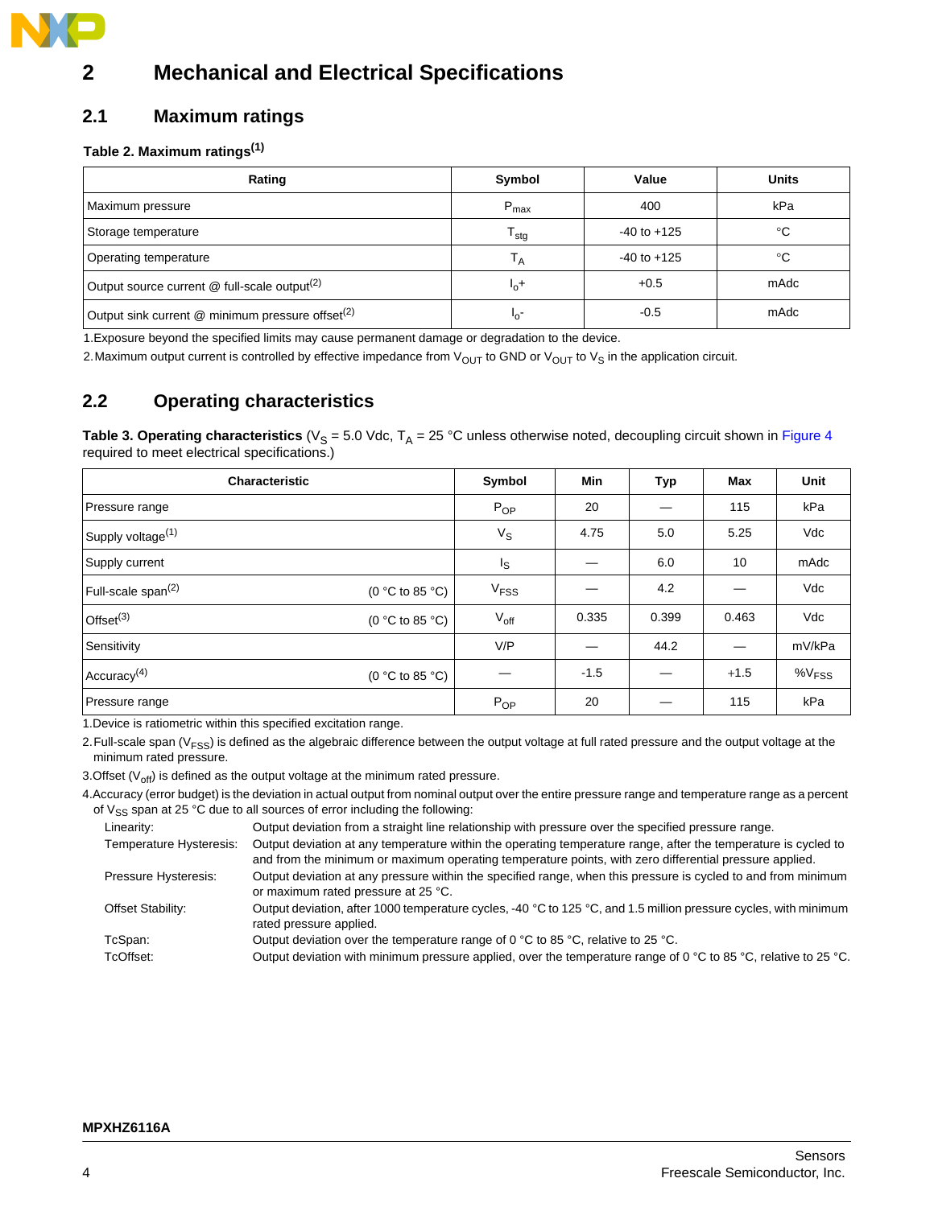# 2 Mechanical and Electrical Specifications

## 2.1 Maximum ratings

**Table 2. Maximum ratings**[1]

| Rating | Symbol | Value | Units |
|---|---|---|---|
| Maximum pressure | $P_{max}$ | 400 | kPa |
| Storage temperature | $T_{stg}$ | -40 to +125 | °C |
| Operating temperature | $T_A$ | -40 to +125 | °C |
| Output source current @ full-scale output[2] | $I_o+$ | +0.5 | mAdc |
| Output sink current @ minimum pressure offset[2] | $I_o-$ | -0.5 | mAdc |

1. Exposure beyond the specified limits may cause permanent damage or degradation to the device.
2. Maximum output current is controlled by effective impedance from $V_{OUT}$ to GND or $V_{OUT}$ to $V_S$ in the application circuit.

## 2.2 Operating characteristics

**Table 3. Operating characteristics** ($V_S$ = 5.0 Vdc, $T_A$ = 25 °C unless otherwise noted, decoupling circuit shown in Figure 4 required to meet electrical specifications.)

| Characteristic | | Symbol | Min | Typ | Max | Unit |
|---|---|---|---|---|---|---|
| Pressure range | | $P_{OP}$ | 20 | — | 115 | kPa |
| Supply voltage[1] | | $V_S$ | 4.75 | 5.0 | 5.25 | Vdc |
| Supply current | | $I_S$ | — | 6.0 | 10 | mAdc |
| Full-scale span[2] | (0 °C to 85 °C) | $V_{FSS}$ | — | 4.2 | — | Vdc |
| Offset[3] | (0 °C to 85 °C) | $V_{off}$ | 0.335 | 0.399 | 0.463 | Vdc |
| Sensitivity | | V/P | — | 44.2 | — | mV/kPa |
| Accuracy[4] | (0 °C to 85 °C) | — | -1.5 | — | +1.5 | $\%V_{FSS}$ |
| Pressure range | | $P_{OP}$ | 20 | — | 115 | kPa |

1. Device is ratiometric within this specified excitation range.
2. Full-scale span ($V_{FSS}$) is defined as the algebraic difference between the output voltage at full rated pressure and the output voltage at the minimum rated pressure.
3. Offset ($V_{off}$) is defined as the output voltage at the minimum rated pressure.
4. Accuracy (error budget) is the deviation in actual output from nominal output over the entire pressure range and temperature range as a percent of $V_{SS}$ span at 25 °C due to all sources of error including the following:
   - Linearity: Output deviation from a straight line relationship with pressure over the specified pressure range.
   - Temperature Hysteresis: Output deviation at any temperature within the operating temperature range, after the temperature is cycled to and from the minimum or maximum operating temperature points, with zero differential pressure applied.
   - Pressure Hysteresis: Output deviation at any pressure within the specified range, when this pressure is cycled to and from minimum or maximum rated pressure at 25 °C.
   - Offset Stability: Output deviation, after 1000 temperature cycles, -40 °C to 125 °C, and 1.5 million pressure cycles, with minimum rated pressure applied.
   - TcSpan: Output deviation over the temperature range of 0 °C to 85 °C, relative to 25 °C.
   - TcOffset: Output deviation with minimum pressure applied, over the temperature range of 0 °C to 85 °C, relative to 25 °C.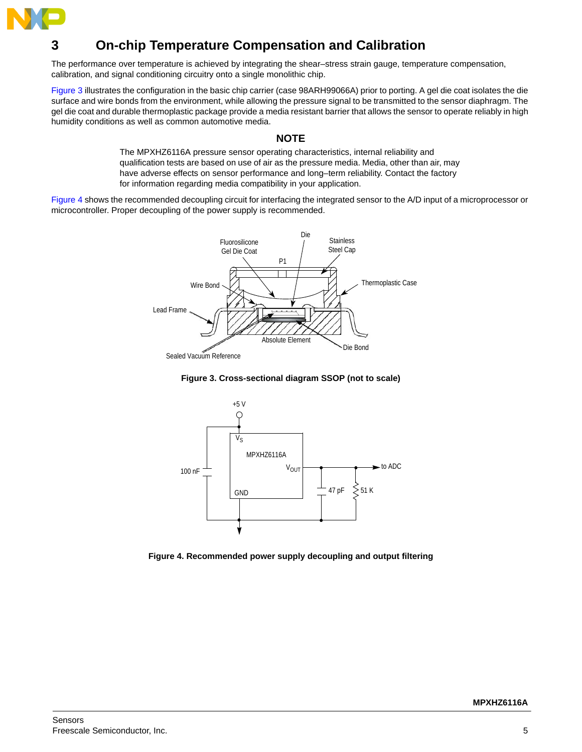# 3 On-chip Temperature Compensation and Calibration

The performance over temperature is achieved by integrating the shear–stress strain gauge, temperature compensation, calibration, and signal conditioning circuitry onto a single monolithic chip.

Figure 3 illustrates the configuration in the basic chip carrier (case 98ARH99066A) prior to porting. A gel die coat isolates the die surface and wire bonds from the environment, while allowing the pressure signal to be transmitted to the sensor diaphragm. The gel die coat and durable thermoplastic package provide a media resistant barrier that allows the sensor to operate reliably in high humidity conditions as well as common automotive media.

**NOTE**

The MPXHZ6116A pressure sensor operating characteristics, internal reliability and qualification tests are based on use of air as the pressure media. Media, other than air, may have adverse effects on sensor performance and long–term reliability. Contact the factory for information regarding media compatibility in your application.

Figure 4 shows the recommended decoupling circuit for interfacing the integrated sensor to the A/D input of a microprocessor or microcontroller. Proper decoupling of the power supply is recommended.

**Figure 3. Cross-sectional diagram SSOP (not to scale)**

**Figure 4. Recommended power supply decoupling and output filtering**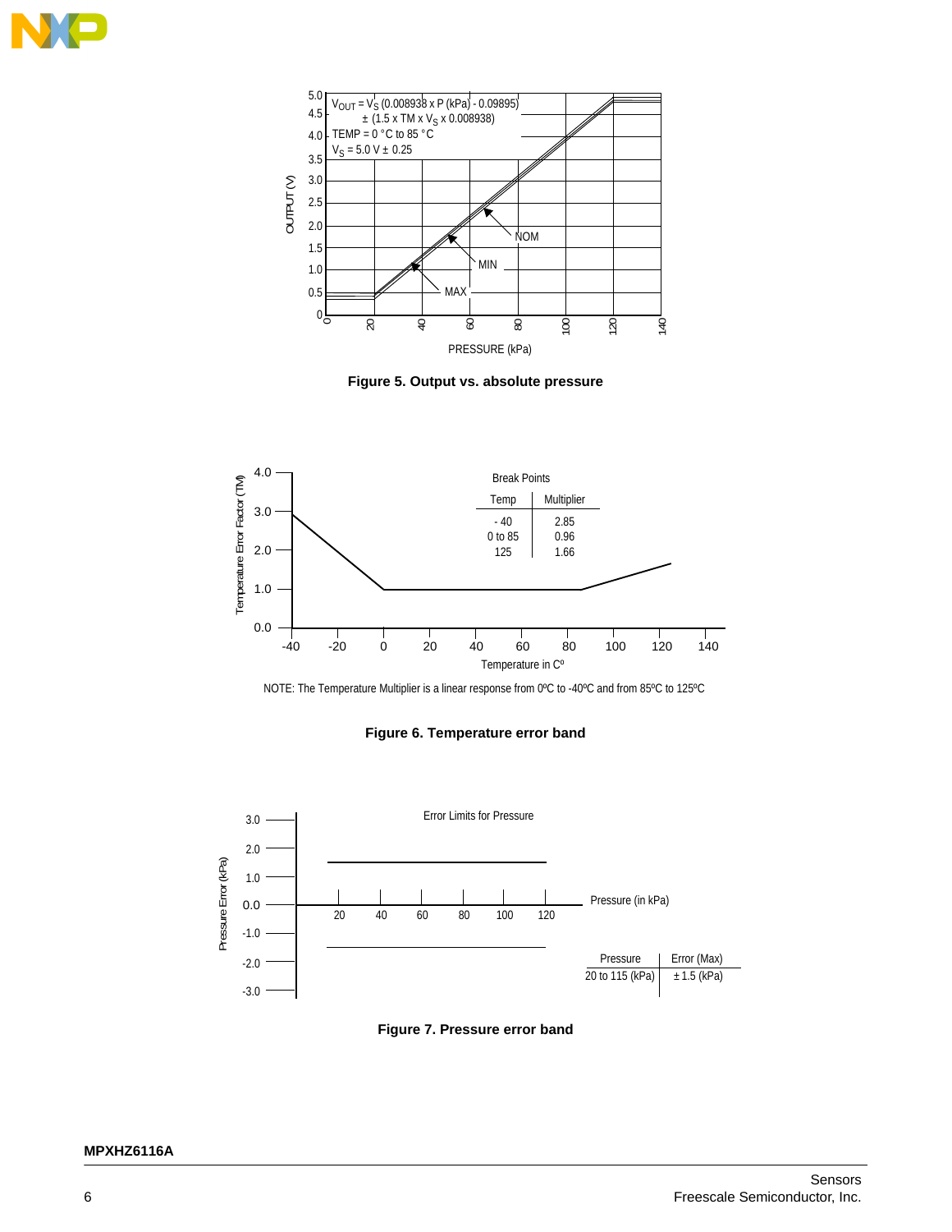$V_{OUT} = V_S$ (0.008938 x P (kPa) - 0.09895)
± (1.5 x TM x $V_S$ x 0.008938)
TEMP = 0 °C to 85 °C
$V_S$ = 5.0 V ± 0.25

**Figure 5. Output vs. absolute pressure**

Break Points

| Temp | Multiplier |
|---|---|
| - 40 | 2.85 |
| 0 to 85 | 0.96 |
| 125 | 1.66 |

NOTE: The Temperature Multiplier is a linear response from 0ºC to -40ºC and from 85ºC to 125ºC

**Figure 6. Temperature error band**

Error Limits for Pressure

| Pressure | Error (Max) |
|---|---|
| 20 to 115 (kPa) | ± 1.5 (kPa) |

**Figure 7. Pressure error band**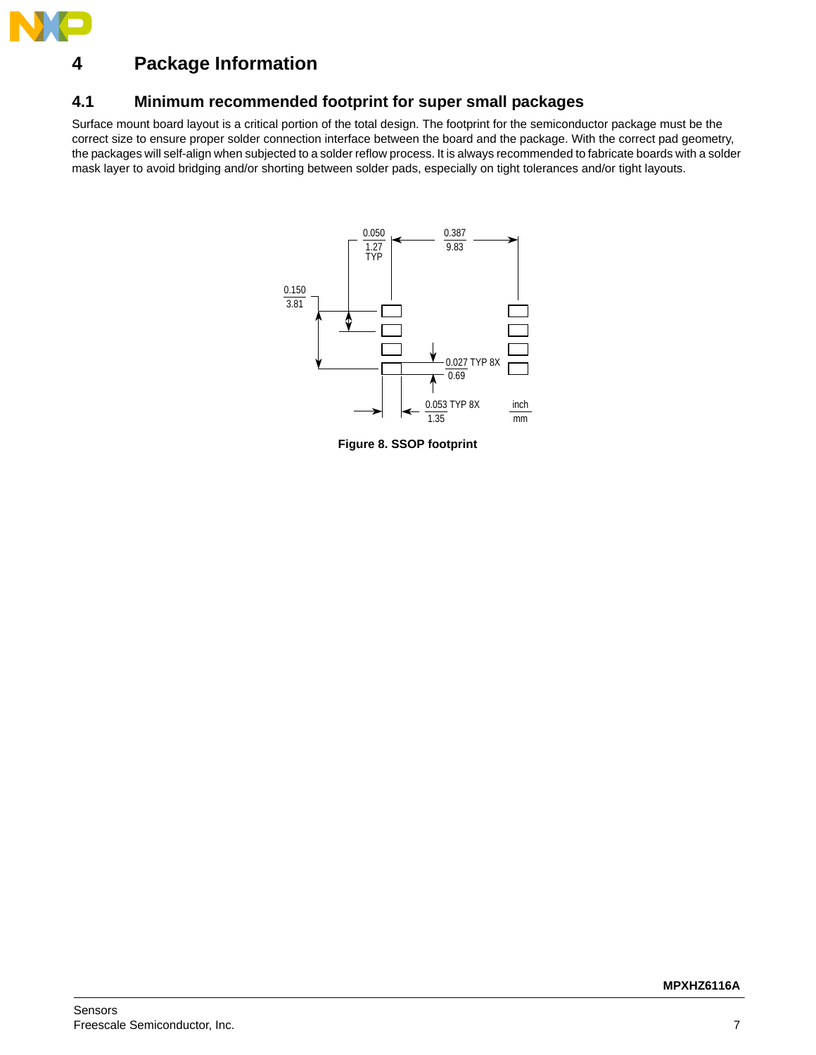# 4 Package Information

## 4.1 Minimum recommended footprint for super small packages

Surface mount board layout is a critical portion of the total design. The footprint for the semiconductor package must be the correct size to ensure proper solder connection interface between the board and the package. With the correct pad geometry, the packages will self-align when subjected to a solder reflow process. It is always recommended to fabricate boards with a solder mask layer to avoid bridging and/or shorting between solder pads, especially on tight tolerances and/or tight layouts.

**Figure 8. SSOP footprint**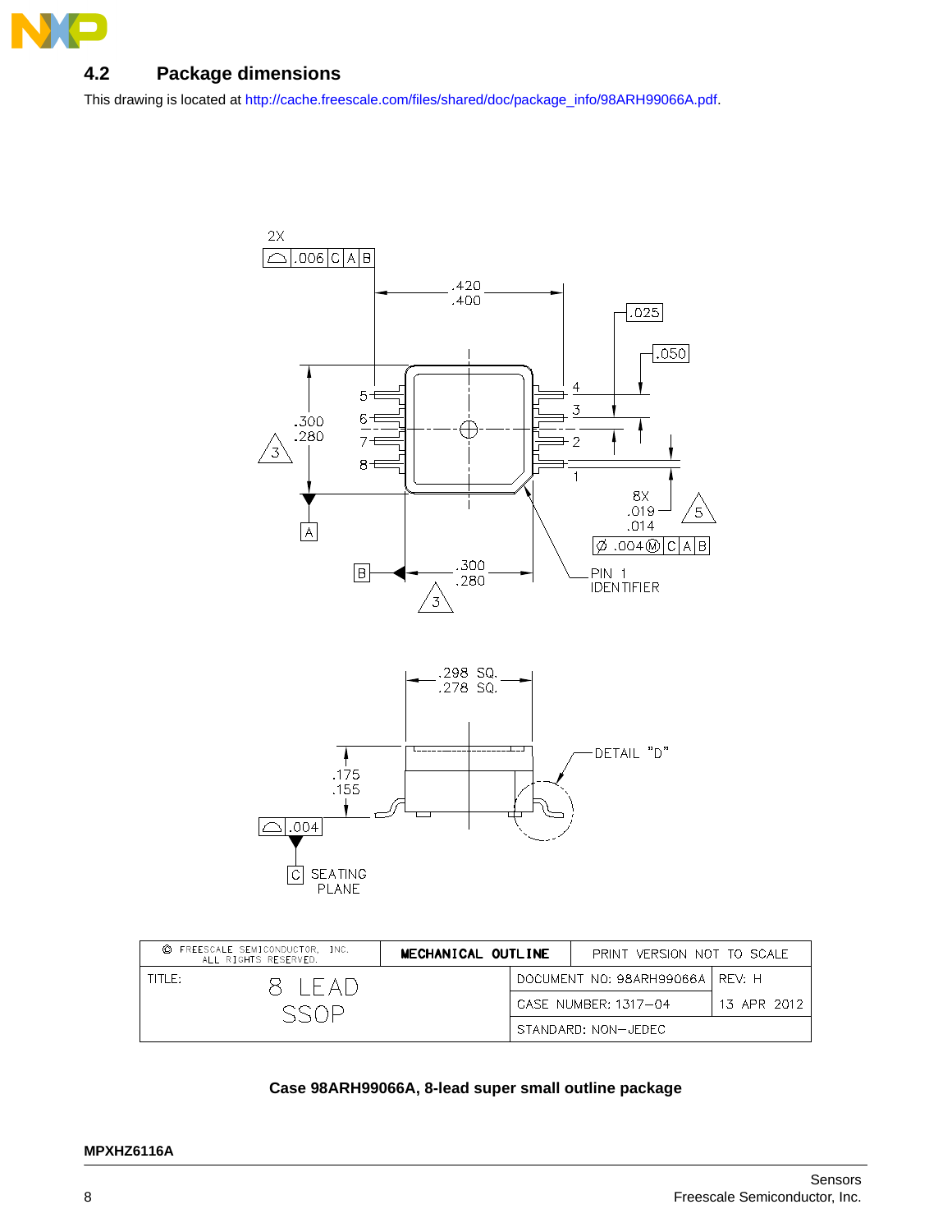## 4.2 Package dimensions

This drawing is located at http://cache.freescale.com/files/shared/doc/package_info/98ARH99066A.pdf.

| © FREESCALE SEMICONDUCTOR, INC. ALL RIGHTS RESERVED. | MECHANICAL OUTLINE | PRINT VERSION NOT TO SCALE | |
|---|---|---|---|
| TITLE: 8 LEAD SSOP | | DOCUMENT NO: 98ARH99066A | REV: H |
| | | CASE NUMBER: 1317–04 | 13 APR 2012 |
| | | STANDARD: NON–JEDEC | |

**Case 98ARH99066A, 8-lead super small outline package**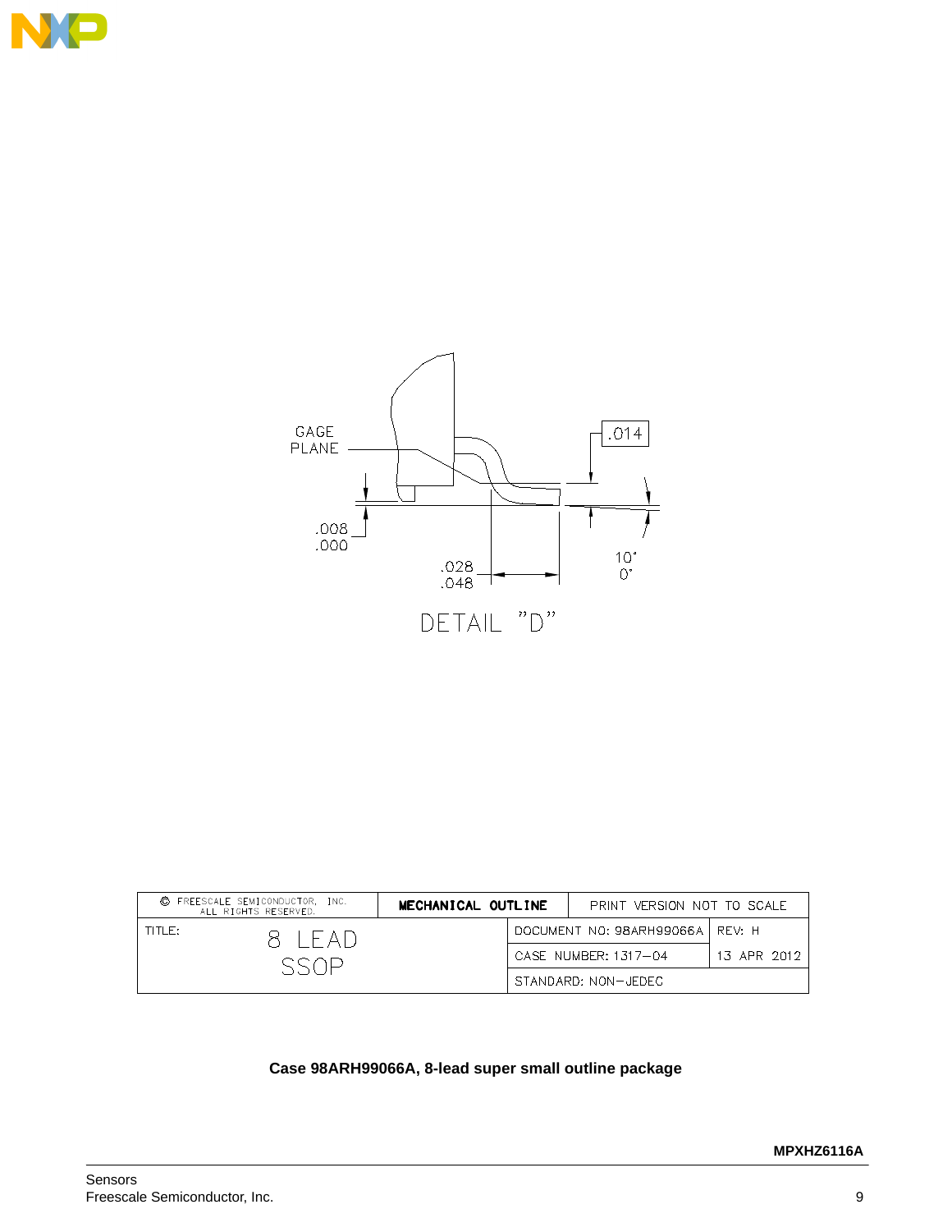GAGE PLANE

.014

.008
.000

.028
.048

10°
0°

DETAIL "D"

| © FREESCALE SEMICONDUCTOR, INC. ALL RIGHTS RESERVED. | MECHANICAL OUTLINE | PRINT VERSION NOT TO SCALE | |
|---|---|---|---|
| TITLE: 8 LEAD SSOP | | DOCUMENT NO: 98ARH99066A | REV: H |
| | | CASE NUMBER: 1317–04 | 13 APR 2012 |
| | | STANDARD: NON–JEDEC | |

**Case 98ARH99066A, 8-lead super small outline package**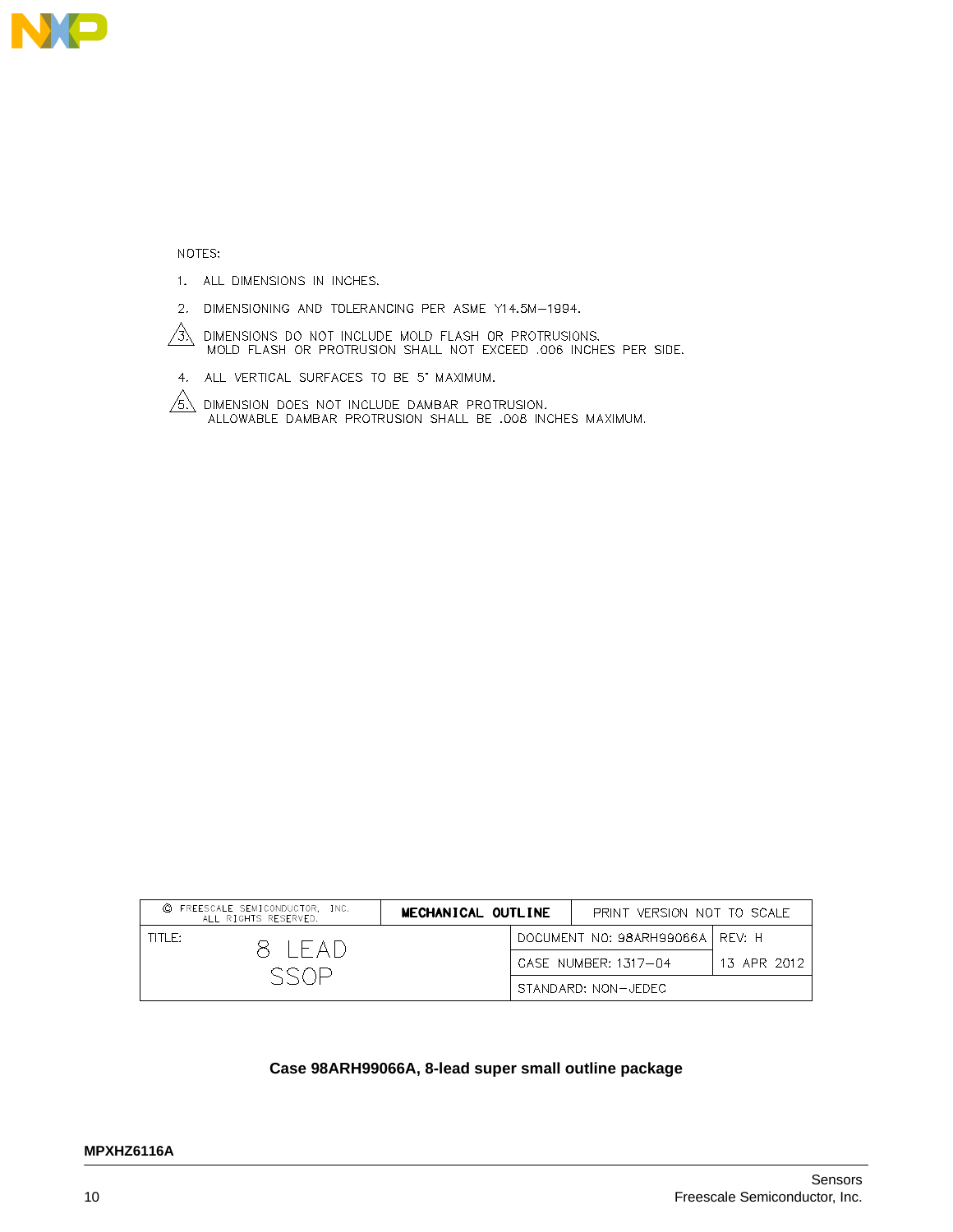NOTES:

1. ALL DIMENSIONS IN INCHES.
2. DIMENSIONING AND TOLERANCING PER ASME Y14.5M—1994.
3. DIMENSIONS DO NOT INCLUDE MOLD FLASH OR PROTRUSIONS. MOLD FLASH OR PROTRUSION SHALL NOT EXCEED .006 INCHES PER SIDE.
4. ALL VERTICAL SURFACES TO BE 5° MAXIMUM.
5. DIMENSION DOES NOT INCLUDE DAMBAR PROTRUSION. ALLOWABLE DAMBAR PROTRUSION SHALL BE .008 INCHES MAXIMUM.

| © FREESCALE SEMICONDUCTOR, INC. ALL RIGHTS RESERVED. | **MECHANICAL OUTLINE** | PRINT VERSION NOT TO SCALE | |
|---|---|---|---|
| TITLE: 8 LEAD SSOP | | DOCUMENT NO: 98ARH99066A | REV: H |
| | | CASE NUMBER: 1317–04 | 13 APR 2012 |
| | | STANDARD: NON–JEDEC | |

**Case 98ARH99066A, 8-lead super small outline package**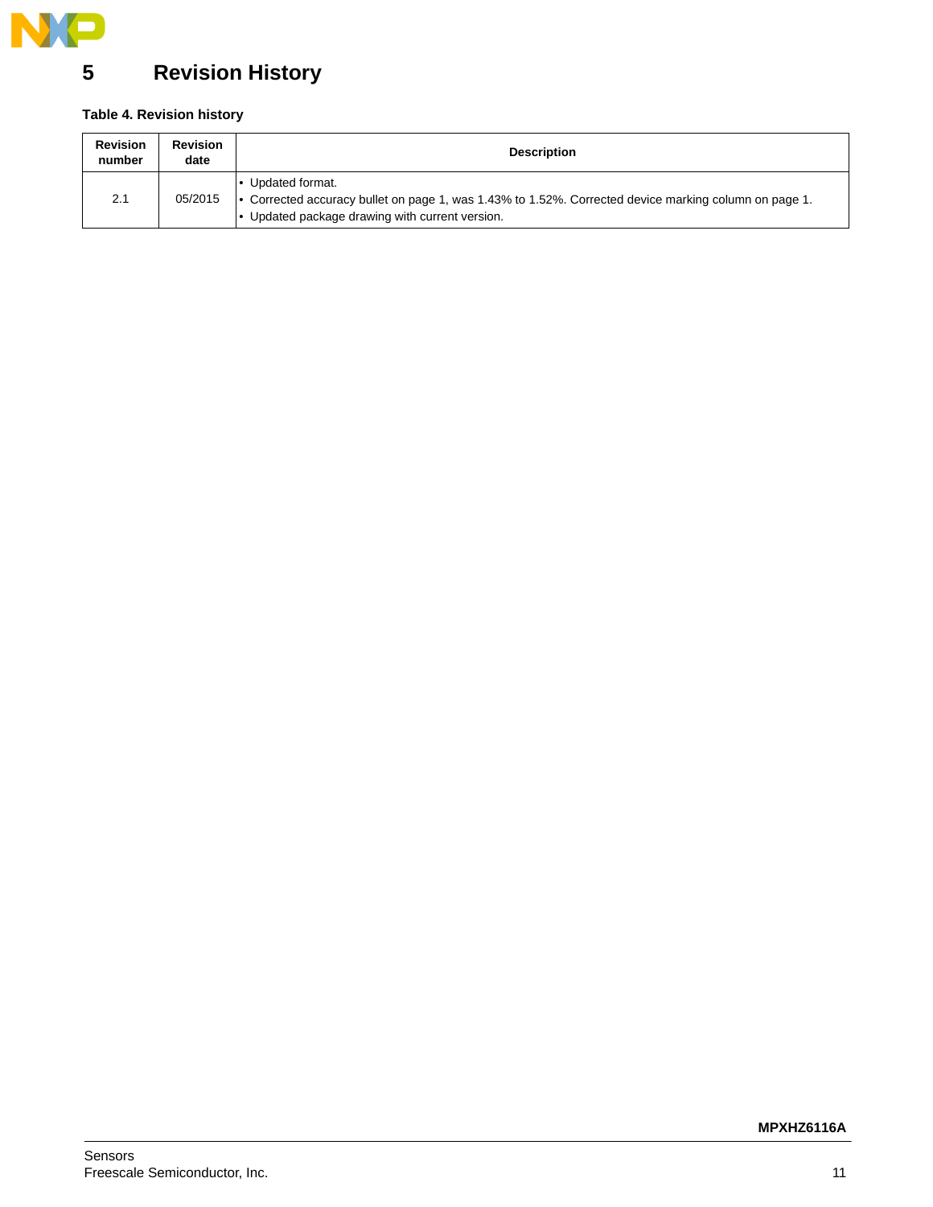# 5 Revision History

**Table 4. Revision history**

| Revision number | Revision date | Description |
|---|---|---|
| 2.1 | 05/2015 | • Updated format.<br>• Corrected accuracy bullet on page 1, was 1.43% to 1.52%. Corrected device marking column on page 1.<br>• Updated package drawing with current version. |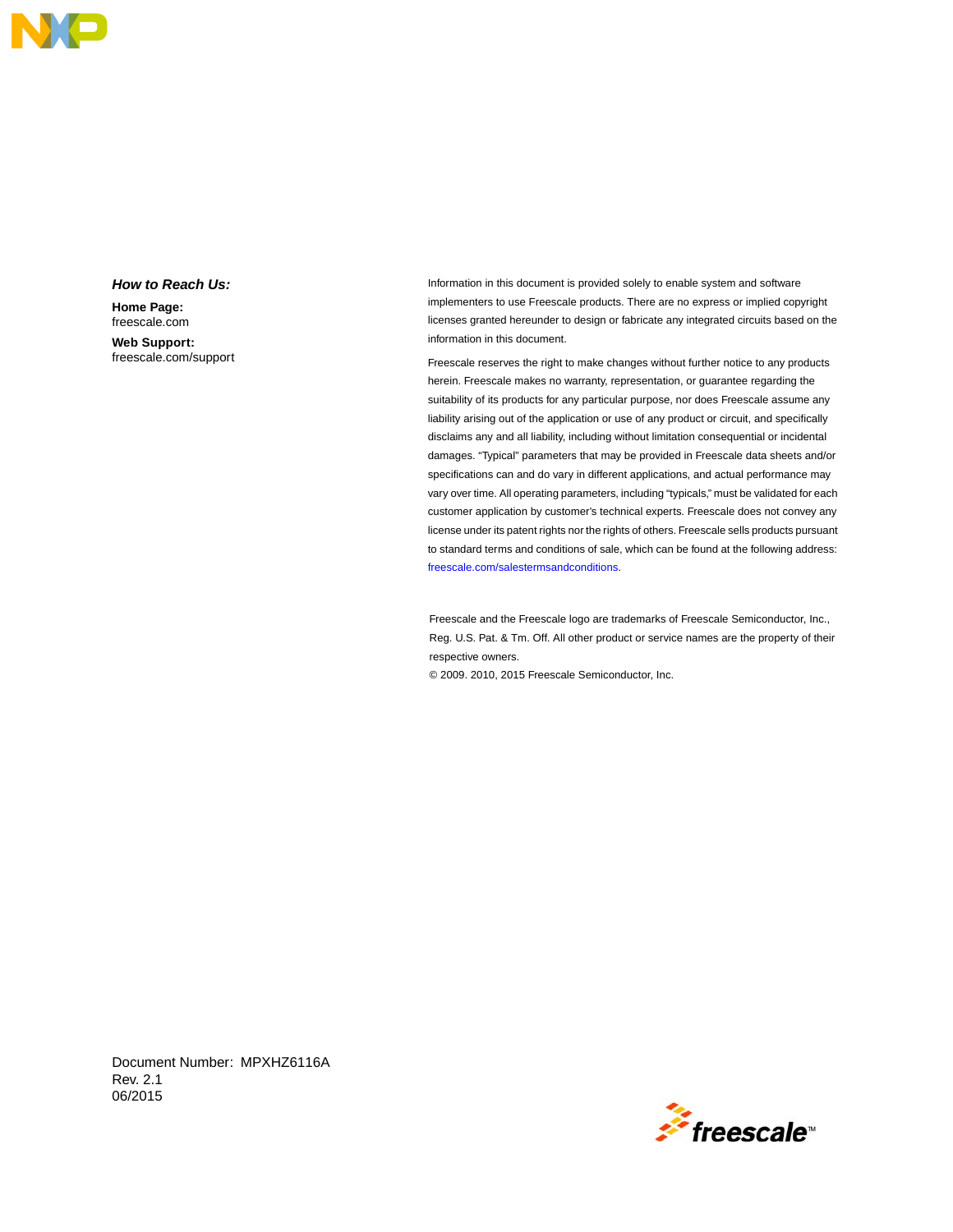***How to Reach Us:***

**Home Page:**
freescale.com

**Web Support:**
freescale.com/support

Information in this document is provided solely to enable system and software implementers to use Freescale products. There are no express or implied copyright licenses granted hereunder to design or fabricate any integrated circuits based on the information in this document.

Freescale reserves the right to make changes without further notice to any products herein. Freescale makes no warranty, representation, or guarantee regarding the suitability of its products for any particular purpose, nor does Freescale assume any liability arising out of the application or use of any product or circuit, and specifically disclaims any and all liability, including without limitation consequential or incidental damages. “Typical” parameters that may be provided in Freescale data sheets and/or specifications can and do vary in different applications, and actual performance may vary over time. All operating parameters, including “typicals,” must be validated for each customer application by customer’s technical experts. Freescale does not convey any license under its patent rights nor the rights of others. Freescale sells products pursuant to standard terms and conditions of sale, which can be found at the following address: freescale.com/salestermsandconditions.

Freescale and the Freescale logo are trademarks of Freescale Semiconductor, Inc., Reg. U.S. Pat. & Tm. Off. All other product or service names are the property of their respective owners.

© 2009. 2010, 2015 Freescale Semiconductor, Inc.

Document Number: MPXHZ6116A
Rev. 2.1
06/2015